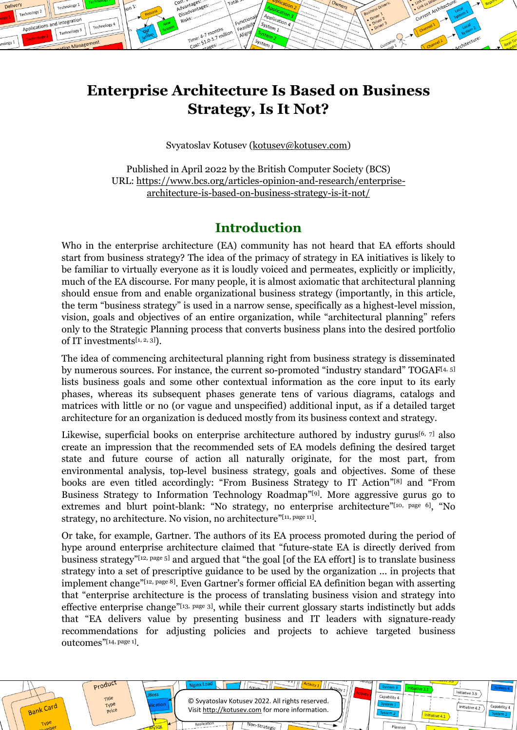# Enterprise Architecture Is Based on Business Strategy, Is It Not?

Svyatoslav Kotusev (kotusev@kotusev.com)

Published in April 2022 by the British Computer Society (BCS)
URL: https://www.bcs.org/articles-opinion-and-research/enterprise-architecture-is-based-on-business-strategy-is-it-not/

## Introduction

Who in the enterprise architecture (EA) community has not heard that EA efforts should start from business strategy? The idea of the primacy of strategy in EA initiatives is likely to be familiar to virtually everyone as it is loudly voiced and permeates, explicitly or implicitly, much of the EA discourse. For many people, it is almost axiomatic that architectural planning should ensue from and enable organizational business strategy (importantly, in this article, the term "business strategy" is used in a narrow sense, specifically as a highest-level mission, vision, goals and objectives of an entire organization, while "architectural planning" refers only to the Strategic Planning process that converts business plans into the desired portfolio of IT investments[1, 2, 3]).

The idea of commencing architectural planning right from business strategy is disseminated by numerous sources. For instance, the current so-promoted "industry standard" TOGAF[4, 5] lists business goals and some other contextual information as the core input to its early phases, whereas its subsequent phases generate tens of various diagrams, catalogs and matrices with little or no (or vague and unspecified) additional input, as if a detailed target architecture for an organization is deduced mostly from its business context and strategy.

Likewise, superficial books on enterprise architecture authored by industry gurus[6, 7] also create an impression that the recommended sets of EA models defining the desired target state and future course of action all naturally originate, for the most part, from environmental analysis, top-level business strategy, goals and objectives. Some of these books are even titled accordingly: "From Business Strategy to IT Action"[8] and "From Business Strategy to Information Technology Roadmap"[9]. More aggressive gurus go to extremes and blurt point-blank: "No strategy, no enterprise architecture"[10, page 6], "No strategy, no architecture. No vision, no architecture"[11, page 11].

Or take, for example, Gartner. The authors of its EA process promoted during the period of hype around enterprise architecture claimed that "future-state EA is directly derived from business strategy"[12, page 5] and argued that "the goal [of the EA effort] is to translate business strategy into a set of prescriptive guidance to be used by the organization … in projects that implement change"[12, page 8]. Even Gartner's former official EA definition began with asserting that "enterprise architecture is the process of translating business vision and strategy into effective enterprise change"[13, page 3], while their current glossary starts indistinctly but adds that "EA delivers value by presenting business and IT leaders with signature-ready recommendations for adjusting policies and projects to achieve targeted business outcomes"[14, page 1].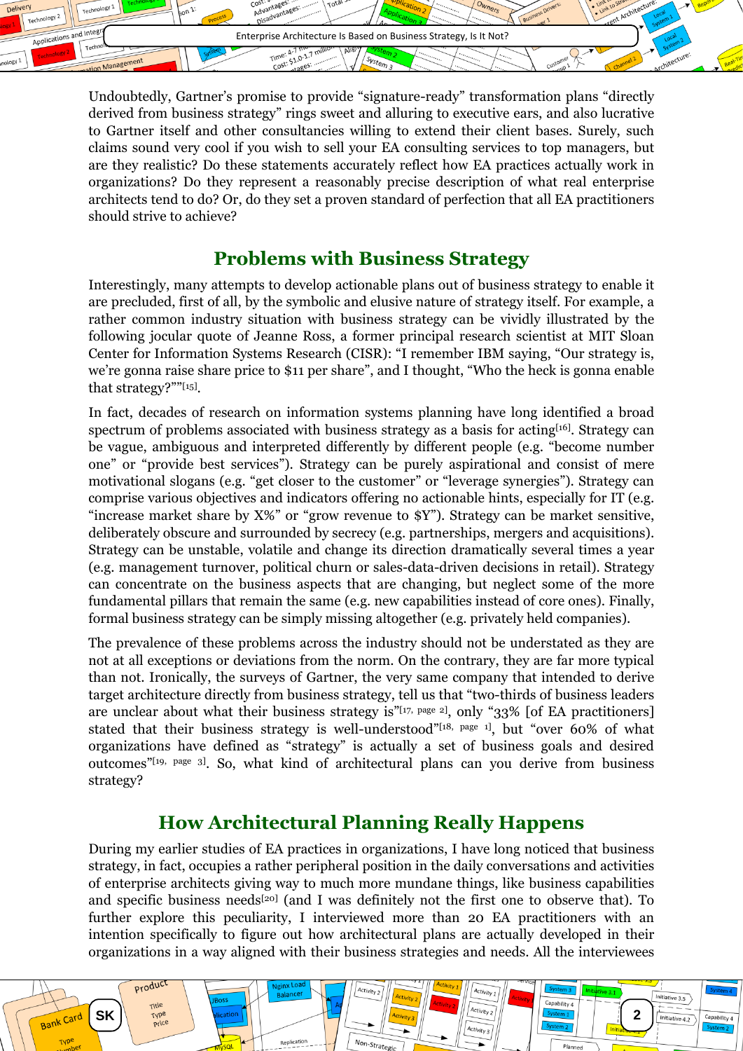Undoubtedly, Gartner's promise to provide "signature-ready" transformation plans "directly derived from business strategy" rings sweet and alluring to executive ears, and also lucrative to Gartner itself and other consultancies willing to extend their client bases. Surely, such claims sound very cool if you wish to sell your EA consulting services to top managers, but are they realistic? Do these statements accurately reflect how EA practices actually work in organizations? Do they represent a reasonably precise description of what real enterprise architects tend to do? Or, do they set a proven standard of perfection that all EA practitioners should strive to achieve?

## Problems with Business Strategy

Interestingly, many attempts to develop actionable plans out of business strategy to enable it are precluded, first of all, by the symbolic and elusive nature of strategy itself. For example, a rather common industry situation with business strategy can be vividly illustrated by the following jocular quote of Jeanne Ross, a former principal research scientist at MIT Sloan Center for Information Systems Research (CISR): "I remember IBM saying, "Our strategy is, we're gonna raise share price to $11 per share", and I thought, "Who the heck is gonna enable that strategy?""[15].

In fact, decades of research on information systems planning have long identified a broad spectrum of problems associated with business strategy as a basis for acting[16]. Strategy can be vague, ambiguous and interpreted differently by different people (e.g. "become number one" or "provide best services"). Strategy can be purely aspirational and consist of mere motivational slogans (e.g. "get closer to the customer" or "leverage synergies"). Strategy can comprise various objectives and indicators offering no actionable hints, especially for IT (e.g. "increase market share by X%" or "grow revenue to $Y"). Strategy can be market sensitive, deliberately obscure and surrounded by secrecy (e.g. partnerships, mergers and acquisitions). Strategy can be unstable, volatile and change its direction dramatically several times a year (e.g. management turnover, political churn or sales-data-driven decisions in retail). Strategy can concentrate on the business aspects that are changing, but neglect some of the more fundamental pillars that remain the same (e.g. new capabilities instead of core ones). Finally, formal business strategy can be simply missing altogether (e.g. privately held companies).

The prevalence of these problems across the industry should not be understated as they are not at all exceptions or deviations from the norm. On the contrary, they are far more typical than not. Ironically, the surveys of Gartner, the very same company that intended to derive target architecture directly from business strategy, tell us that "two-thirds of business leaders are unclear about what their business strategy is"[17, page 2], only "33% [of EA practitioners] stated that their business strategy is well-understood"[18, page 1], but "over 60% of what organizations have defined as "strategy" is actually a set of business goals and desired outcomes"[19, page 3]. So, what kind of architectural plans can you derive from business strategy?

## How Architectural Planning Really Happens

During my earlier studies of EA practices in organizations, I have long noticed that business strategy, in fact, occupies a rather peripheral position in the daily conversations and activities of enterprise architects giving way to much more mundane things, like business capabilities and specific business needs[20] (and I was definitely not the first one to observe that). To further explore this peculiarity, I interviewed more than 20 EA practitioners with an intention specifically to figure out how architectural plans are actually developed in their organizations in a way aligned with their business strategies and needs. All the interviewees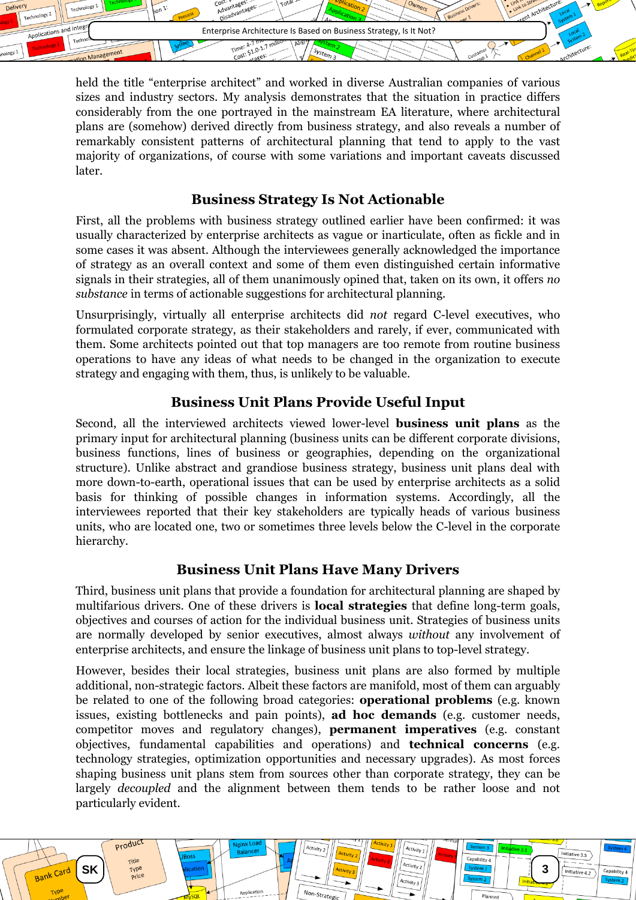held the title “enterprise architect” and worked in diverse Australian companies of various sizes and industry sectors. My analysis demonstrates that the situation in practice differs considerably from the one portrayed in the mainstream EA literature, where architectural plans are (somehow) derived directly from business strategy, and also reveals a number of remarkably consistent patterns of architectural planning that tend to apply to the vast majority of organizations, of course with some variations and important caveats discussed later.

## Business Strategy Is Not Actionable

First, all the problems with business strategy outlined earlier have been confirmed: it was usually characterized by enterprise architects as vague or inarticulate, often as fickle and in some cases it was absent. Although the interviewees generally acknowledged the importance of strategy as an overall context and some of them even distinguished certain informative signals in their strategies, all of them unanimously opined that, taken on its own, it offers *no substance* in terms of actionable suggestions for architectural planning.

Unsurprisingly, virtually all enterprise architects did *not* regard C-level executives, who formulated corporate strategy, as their stakeholders and rarely, if ever, communicated with them. Some architects pointed out that top managers are too remote from routine business operations to have any ideas of what needs to be changed in the organization to execute strategy and engaging with them, thus, is unlikely to be valuable.

## Business Unit Plans Provide Useful Input

Second, all the interviewed architects viewed lower-level **business unit plans** as the primary input for architectural planning (business units can be different corporate divisions, business functions, lines of business or geographies, depending on the organizational structure). Unlike abstract and grandiose business strategy, business unit plans deal with more down-to-earth, operational issues that can be used by enterprise architects as a solid basis for thinking of possible changes in information systems. Accordingly, all the interviewees reported that their key stakeholders are typically heads of various business units, who are located one, two or sometimes three levels below the C-level in the corporate hierarchy.

## Business Unit Plans Have Many Drivers

Third, business unit plans that provide a foundation for architectural planning are shaped by multifarious drivers. One of these drivers is **local strategies** that define long-term goals, objectives and courses of action for the individual business unit. Strategies of business units are normally developed by senior executives, almost always *without* any involvement of enterprise architects, and ensure the linkage of business unit plans to top-level strategy.

However, besides their local strategies, business unit plans are also formed by multiple additional, non-strategic factors. Albeit these factors are manifold, most of them can arguably be related to one of the following broad categories: **operational problems** (e.g. known issues, existing bottlenecks and pain points), **ad hoc demands** (e.g. customer needs, competitor moves and regulatory changes), **permanent imperatives** (e.g. constant objectives, fundamental capabilities and operations) and **technical concerns** (e.g. technology strategies, optimization opportunities and necessary upgrades). As most forces shaping business unit plans stem from sources other than corporate strategy, they can be largely *decoupled* and the alignment between them tends to be rather loose and not particularly evident.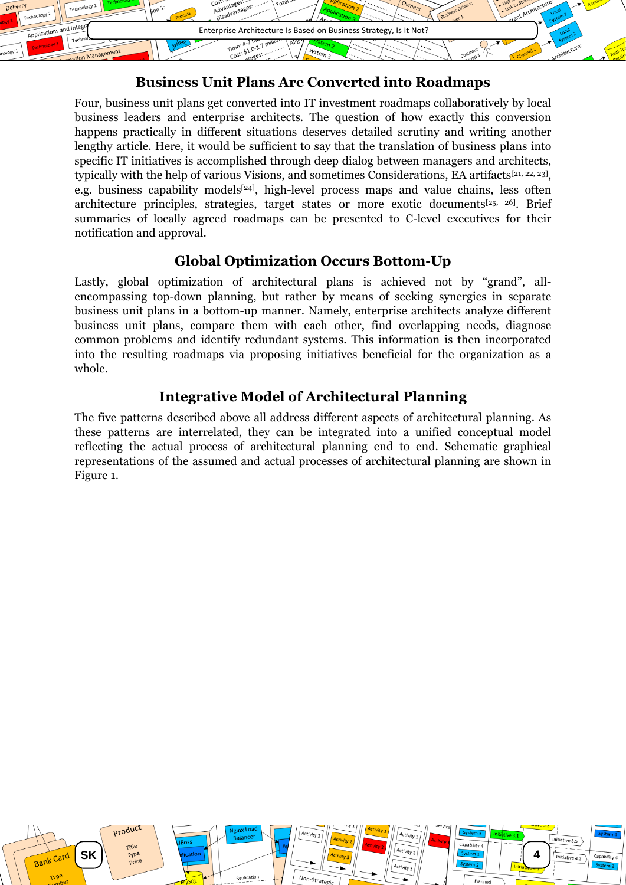## Business Unit Plans Are Converted into Roadmaps

Four, business unit plans get converted into IT investment roadmaps collaboratively by local business leaders and enterprise architects. The question of how exactly this conversion happens practically in different situations deserves detailed scrutiny and writing another lengthy article. Here, it would be sufficient to say that the translation of business plans into specific IT initiatives is accomplished through deep dialog between managers and architects, typically with the help of various Visions, and sometimes Considerations, EA artifacts[21, 22, 23], e.g. business capability models[24], high-level process maps and value chains, less often architecture principles, strategies, target states or more exotic documents[25, 26]. Brief summaries of locally agreed roadmaps can be presented to C-level executives for their notification and approval.

## Global Optimization Occurs Bottom-Up

Lastly, global optimization of architectural plans is achieved not by "grand", all-encompassing top-down planning, but rather by means of seeking synergies in separate business unit plans in a bottom-up manner. Namely, enterprise architects analyze different business unit plans, compare them with each other, find overlapping needs, diagnose common problems and identify redundant systems. This information is then incorporated into the resulting roadmaps via proposing initiatives beneficial for the organization as a whole.

## Integrative Model of Architectural Planning

The five patterns described above all address different aspects of architectural planning. As these patterns are interrelated, they can be integrated into a unified conceptual model reflecting the actual process of architectural planning end to end. Schematic graphical representations of the assumed and actual processes of architectural planning are shown in Figure 1.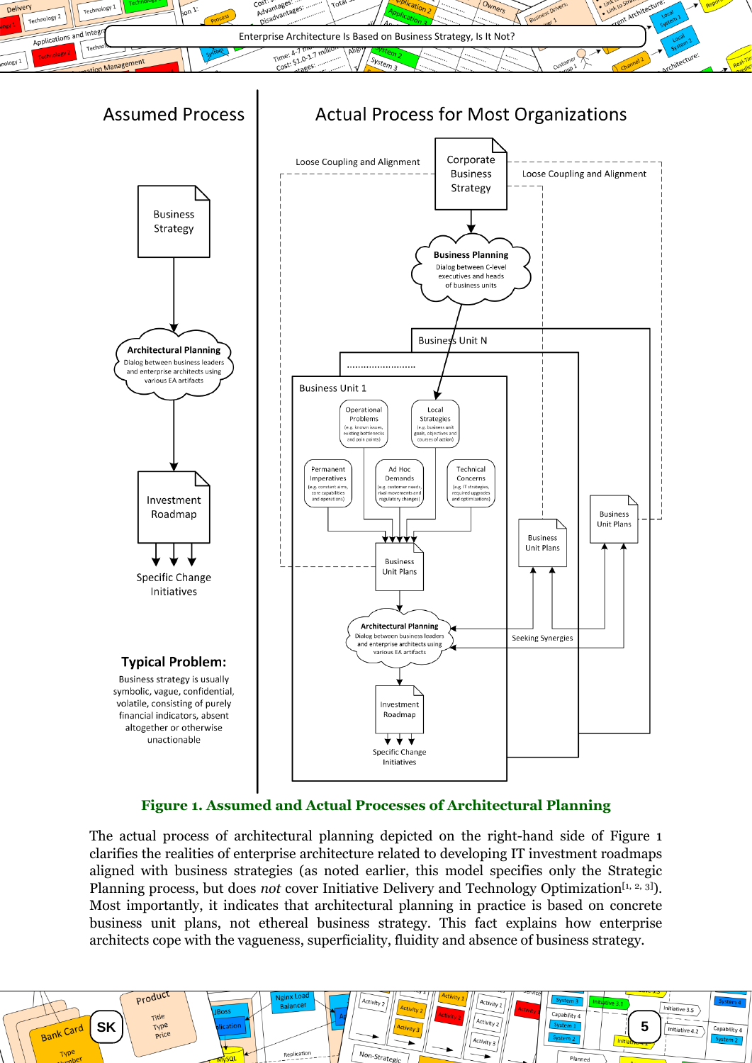Figure 1. Assumed and Actual Processes of Architectural Planning

The actual process of architectural planning depicted on the right-hand side of Figure 1 clarifies the realities of enterprise architecture related to developing IT investment roadmaps aligned with business strategies (as noted earlier, this model specifies only the Strategic Planning process, but does *not* cover Initiative Delivery and Technology Optimization[1, 2, 3]). Most importantly, it indicates that architectural planning in practice is based on concrete business unit plans, not ethereal business strategy. This fact explains how enterprise architects cope with the vagueness, superficiality, fluidity and absence of business strategy.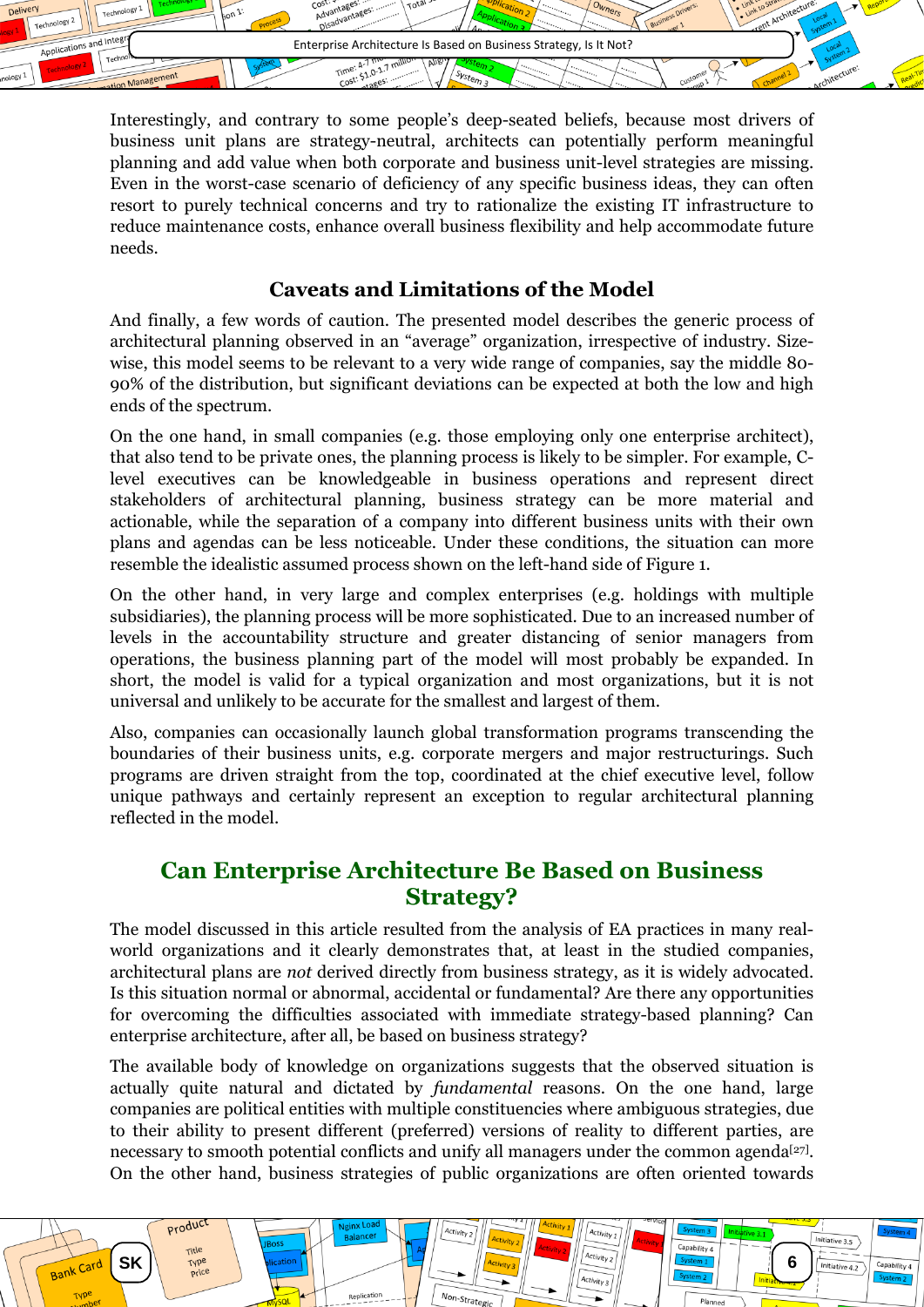Interestingly, and contrary to some people's deep-seated beliefs, because most drivers of business unit plans are strategy-neutral, architects can potentially perform meaningful planning and add value when both corporate and business unit-level strategies are missing. Even in the worst-case scenario of deficiency of any specific business ideas, they can often resort to purely technical concerns and try to rationalize the existing IT infrastructure to reduce maintenance costs, enhance overall business flexibility and help accommodate future needs.

### Caveats and Limitations of the Model

And finally, a few words of caution. The presented model describes the generic process of architectural planning observed in an "average" organization, irrespective of industry. Size-wise, this model seems to be relevant to a very wide range of companies, say the middle 80-90% of the distribution, but significant deviations can be expected at both the low and high ends of the spectrum.

On the one hand, in small companies (e.g. those employing only one enterprise architect), that also tend to be private ones, the planning process is likely to be simpler. For example, C-level executives can be knowledgeable in business operations and represent direct stakeholders of architectural planning, business strategy can be more material and actionable, while the separation of a company into different business units with their own plans and agendas can be less noticeable. Under these conditions, the situation can more resemble the idealistic assumed process shown on the left-hand side of Figure 1.

On the other hand, in very large and complex enterprises (e.g. holdings with multiple subsidiaries), the planning process will be more sophisticated. Due to an increased number of levels in the accountability structure and greater distancing of senior managers from operations, the business planning part of the model will most probably be expanded. In short, the model is valid for a typical organization and most organizations, but it is not universal and unlikely to be accurate for the smallest and largest of them.

Also, companies can occasionally launch global transformation programs transcending the boundaries of their business units, e.g. corporate mergers and major restructurings. Such programs are driven straight from the top, coordinated at the chief executive level, follow unique pathways and certainly represent an exception to regular architectural planning reflected in the model.

## Can Enterprise Architecture Be Based on Business Strategy?

The model discussed in this article resulted from the analysis of EA practices in many real-world organizations and it clearly demonstrates that, at least in the studied companies, architectural plans are *not* derived directly from business strategy, as it is widely advocated. Is this situation normal or abnormal, accidental or fundamental? Are there any opportunities for overcoming the difficulties associated with immediate strategy-based planning? Can enterprise architecture, after all, be based on business strategy?

The available body of knowledge on organizations suggests that the observed situation is actually quite natural and dictated by *fundamental* reasons. On the one hand, large companies are political entities with multiple constituencies where ambiguous strategies, due to their ability to present different (preferred) versions of reality to different parties, are necessary to smooth potential conflicts and unify all managers under the common agenda[27]. On the other hand, business strategies of public organizations are often oriented towards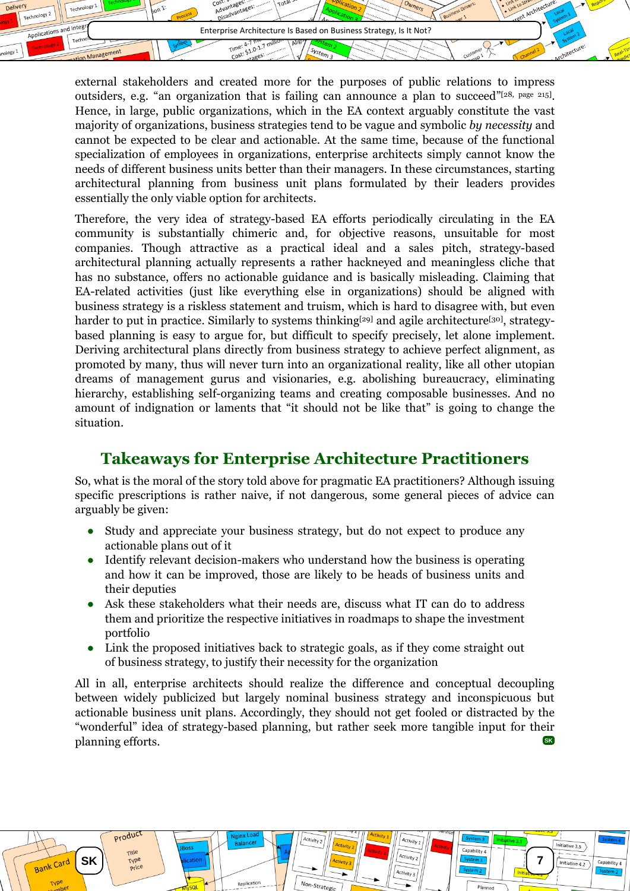external stakeholders and created more for the purposes of public relations to impress outsiders, e.g. "an organization that is failing can announce a plan to succeed"[28, page 215]. Hence, in large, public organizations, which in the EA context arguably constitute the vast majority of organizations, business strategies tend to be vague and symbolic *by necessity* and cannot be expected to be clear and actionable. At the same time, because of the functional specialization of employees in organizations, enterprise architects simply cannot know the needs of different business units better than their managers. In these circumstances, starting architectural planning from business unit plans formulated by their leaders provides essentially the only viable option for architects.

Therefore, the very idea of strategy-based EA efforts periodically circulating in the EA community is substantially chimeric and, for objective reasons, unsuitable for most companies. Though attractive as a practical ideal and a sales pitch, strategy-based architectural planning actually represents a rather hackneyed and meaningless cliche that has no substance, offers no actionable guidance and is basically misleading. Claiming that EA-related activities (just like everything else in organizations) should be aligned with business strategy is a riskless statement and truism, which is hard to disagree with, but even harder to put in practice. Similarly to systems thinking[29] and agile architecture[30], strategy-based planning is easy to argue for, but difficult to specify precisely, let alone implement. Deriving architectural plans directly from business strategy to achieve perfect alignment, as promoted by many, thus will never turn into an organizational reality, like all other utopian dreams of management gurus and visionaries, e.g. abolishing bureaucracy, eliminating hierarchy, establishing self-organizing teams and creating composable businesses. And no amount of indignation or laments that "it should not be like that" is going to change the situation.

## Takeaways for Enterprise Architecture Practitioners

So, what is the moral of the story told above for pragmatic EA practitioners? Although issuing specific prescriptions is rather naive, if not dangerous, some general pieces of advice can arguably be given:

- Study and appreciate your business strategy, but do not expect to produce any actionable plans out of it
- Identify relevant decision-makers who understand how the business is operating and how it can be improved, those are likely to be heads of business units and their deputies
- Ask these stakeholders what their needs are, discuss what IT can do to address them and prioritize the respective initiatives in roadmaps to shape the investment portfolio
- Link the proposed initiatives back to strategic goals, as if they come straight out of business strategy, to justify their necessity for the organization

All in all, enterprise architects should realize the difference and conceptual decoupling between widely publicized but largely nominal business strategy and inconspicuous but actionable business unit plans. Accordingly, they should not get fooled or distracted by the "wonderful" idea of strategy-based planning, but rather seek more tangible input for their planning efforts.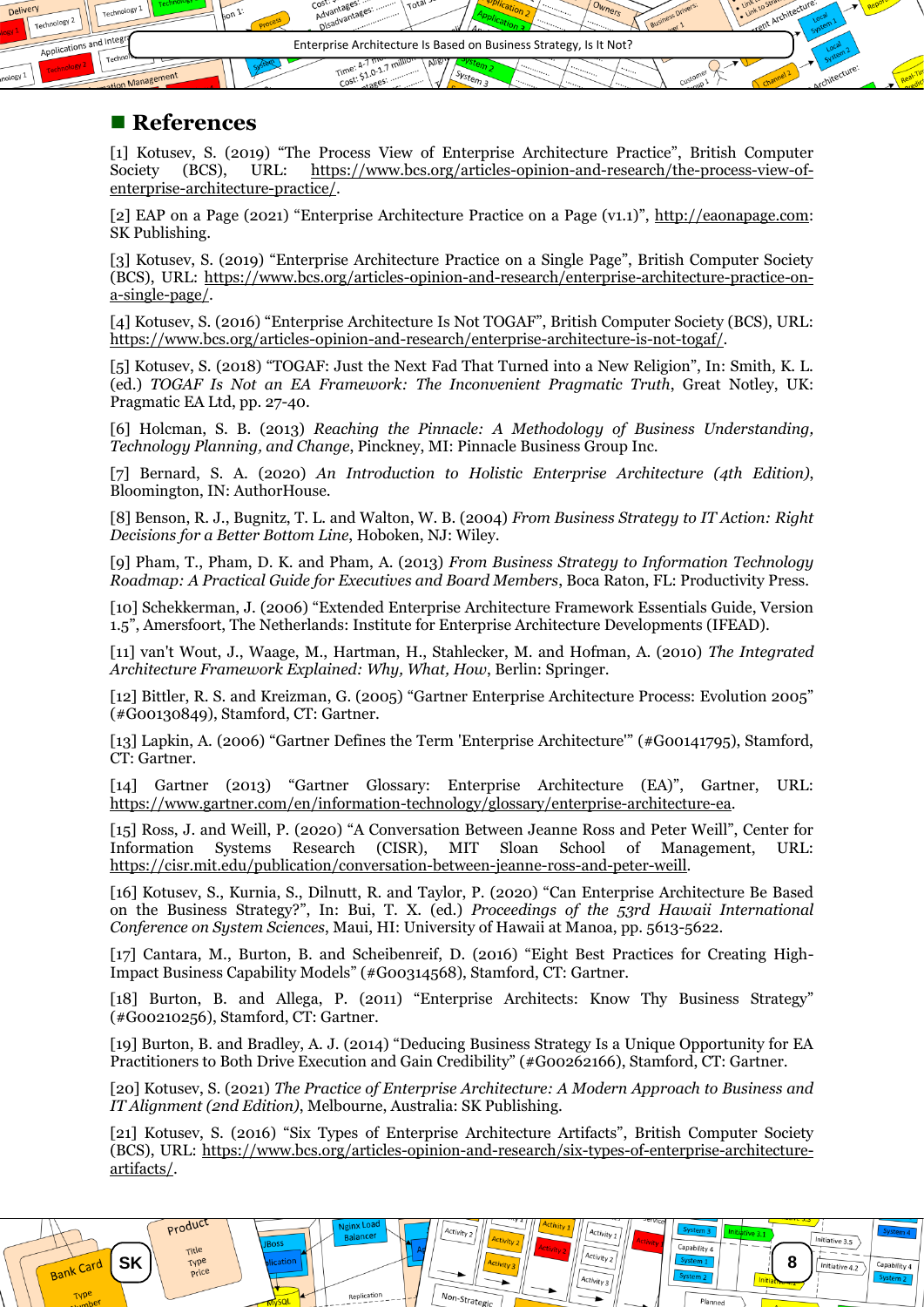## ■ References

[1] Kotusev, S. (2019) "The Process View of Enterprise Architecture Practice", British Computer Society (BCS), URL: https://www.bcs.org/articles-opinion-and-research/the-process-view-of-enterprise-architecture-practice/.

[2] EAP on a Page (2021) "Enterprise Architecture Practice on a Page (v1.1)", http://eaonapage.com: SK Publishing.

[3] Kotusev, S. (2019) "Enterprise Architecture Practice on a Single Page", British Computer Society (BCS), URL: https://www.bcs.org/articles-opinion-and-research/enterprise-architecture-practice-on-a-single-page/.

[4] Kotusev, S. (2016) "Enterprise Architecture Is Not TOGAF", British Computer Society (BCS), URL: https://www.bcs.org/articles-opinion-and-research/enterprise-architecture-is-not-togaf/.

[5] Kotusev, S. (2018) "TOGAF: Just the Next Fad That Turned into a New Religion", In: Smith, K. L. (ed.) *TOGAF Is Not an EA Framework: The Inconvenient Pragmatic Truth*, Great Notley, UK: Pragmatic EA Ltd, pp. 27-40.

[6] Holcman, S. B. (2013) *Reaching the Pinnacle: A Methodology of Business Understanding, Technology Planning, and Change*, Pinckney, MI: Pinnacle Business Group Inc.

[7] Bernard, S. A. (2020) *An Introduction to Holistic Enterprise Architecture (4th Edition)*, Bloomington, IN: AuthorHouse.

[8] Benson, R. J., Bugnitz, T. L. and Walton, W. B. (2004) *From Business Strategy to IT Action: Right Decisions for a Better Bottom Line*, Hoboken, NJ: Wiley.

[9] Pham, T., Pham, D. K. and Pham, A. (2013) *From Business Strategy to Information Technology Roadmap: A Practical Guide for Executives and Board Members*, Boca Raton, FL: Productivity Press.

[10] Schekkerman, J. (2006) "Extended Enterprise Architecture Framework Essentials Guide, Version 1.5", Amersfoort, The Netherlands: Institute for Enterprise Architecture Developments (IFEAD).

[11] van't Wout, J., Waage, M., Hartman, H., Stahlecker, M. and Hofman, A. (2010) *The Integrated Architecture Framework Explained: Why, What, How*, Berlin: Springer.

[12] Bittler, R. S. and Kreizman, G. (2005) "Gartner Enterprise Architecture Process: Evolution 2005" (#G00130849), Stamford, CT: Gartner.

[13] Lapkin, A. (2006) "Gartner Defines the Term 'Enterprise Architecture'" (#G00141795), Stamford, CT: Gartner.

[14] Gartner (2013) "Gartner Glossary: Enterprise Architecture (EA)", Gartner, URL: https://www.gartner.com/en/information-technology/glossary/enterprise-architecture-ea.

[15] Ross, J. and Weill, P. (2020) "A Conversation Between Jeanne Ross and Peter Weill", Center for Information Systems Research (CISR), MIT Sloan School of Management, URL: https://cisr.mit.edu/publication/conversation-between-jeanne-ross-and-peter-weill.

[16] Kotusev, S., Kurnia, S., Dilnutt, R. and Taylor, P. (2020) "Can Enterprise Architecture Be Based on the Business Strategy?", In: Bui, T. X. (ed.) *Proceedings of the 53rd Hawaii International Conference on System Sciences*, Maui, HI: University of Hawaii at Manoa, pp. 5613-5622.

[17] Cantara, M., Burton, B. and Scheibenreif, D. (2016) "Eight Best Practices for Creating High-Impact Business Capability Models" (#G00314568), Stamford, CT: Gartner.

[18] Burton, B. and Allega, P. (2011) "Enterprise Architects: Know Thy Business Strategy" (#G00210256), Stamford, CT: Gartner.

[19] Burton, B. and Bradley, A. J. (2014) "Deducing Business Strategy Is a Unique Opportunity for EA Practitioners to Both Drive Execution and Gain Credibility" (#G00262166), Stamford, CT: Gartner.

[20] Kotusev, S. (2021) *The Practice of Enterprise Architecture: A Modern Approach to Business and IT Alignment (2nd Edition)*, Melbourne, Australia: SK Publishing.

[21] Kotusev, S. (2016) "Six Types of Enterprise Architecture Artifacts", British Computer Society (BCS), URL: https://www.bcs.org/articles-opinion-and-research/six-types-of-enterprise-architecture-artifacts/.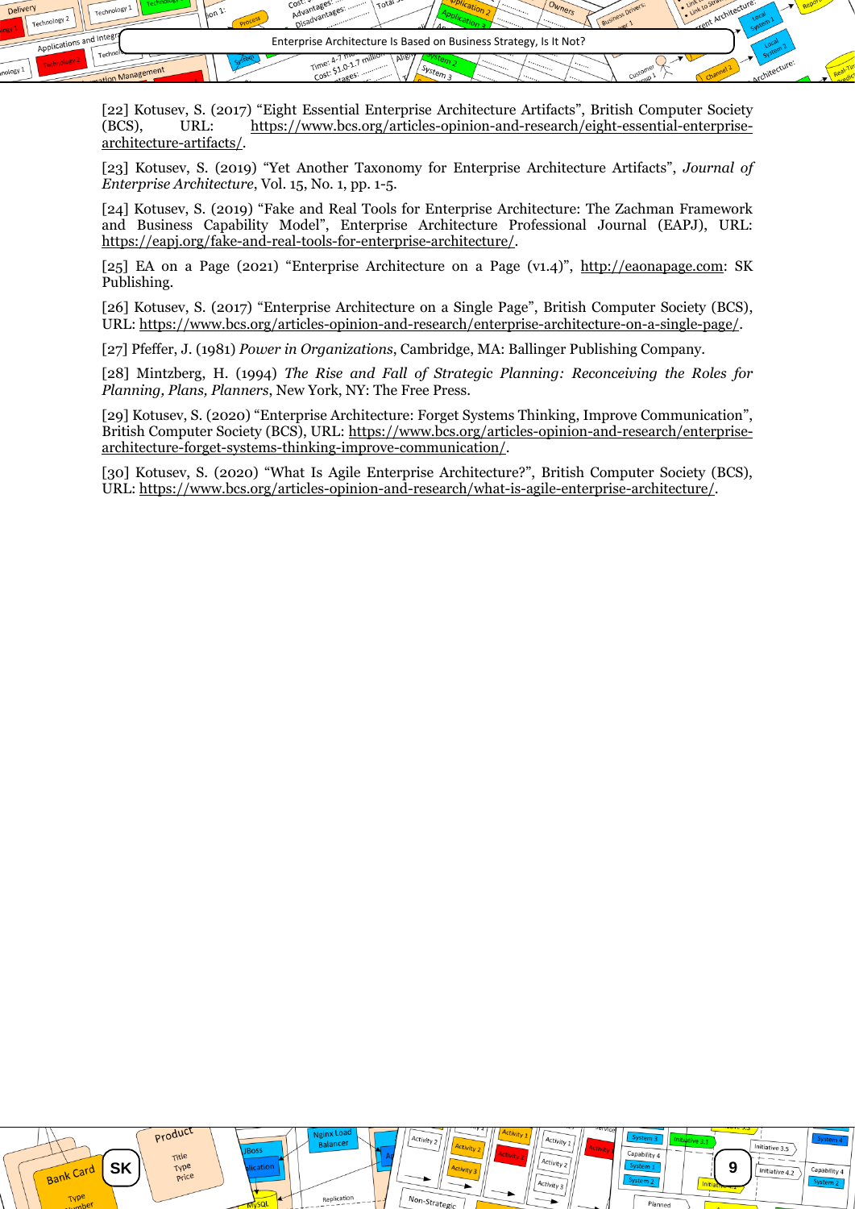[22] Kotusev, S. (2017) "Eight Essential Enterprise Architecture Artifacts", British Computer Society (BCS), URL: https://www.bcs.org/articles-opinion-and-research/eight-essential-enterprise-architecture-artifacts/.

[23] Kotusev, S. (2019) "Yet Another Taxonomy for Enterprise Architecture Artifacts", *Journal of Enterprise Architecture*, Vol. 15, No. 1, pp. 1-5.

[24] Kotusev, S. (2019) "Fake and Real Tools for Enterprise Architecture: The Zachman Framework and Business Capability Model", Enterprise Architecture Professional Journal (EAPJ), URL: https://eapj.org/fake-and-real-tools-for-enterprise-architecture/.

[25] EA on a Page (2021) "Enterprise Architecture on a Page (v1.4)", http://eaonapage.com: SK Publishing.

[26] Kotusev, S. (2017) "Enterprise Architecture on a Single Page", British Computer Society (BCS), URL: https://www.bcs.org/articles-opinion-and-research/enterprise-architecture-on-a-single-page/.

[27] Pfeffer, J. (1981) *Power in Organizations*, Cambridge, MA: Ballinger Publishing Company.

[28] Mintzberg, H. (1994) *The Rise and Fall of Strategic Planning: Reconceiving the Roles for Planning, Plans, Planners*, New York, NY: The Free Press.

[29] Kotusev, S. (2020) "Enterprise Architecture: Forget Systems Thinking, Improve Communication", British Computer Society (BCS), URL: https://www.bcs.org/articles-opinion-and-research/enterprise-architecture-forget-systems-thinking-improve-communication/.

[30] Kotusev, S. (2020) "What Is Agile Enterprise Architecture?", British Computer Society (BCS), URL: https://www.bcs.org/articles-opinion-and-research/what-is-agile-enterprise-architecture/.